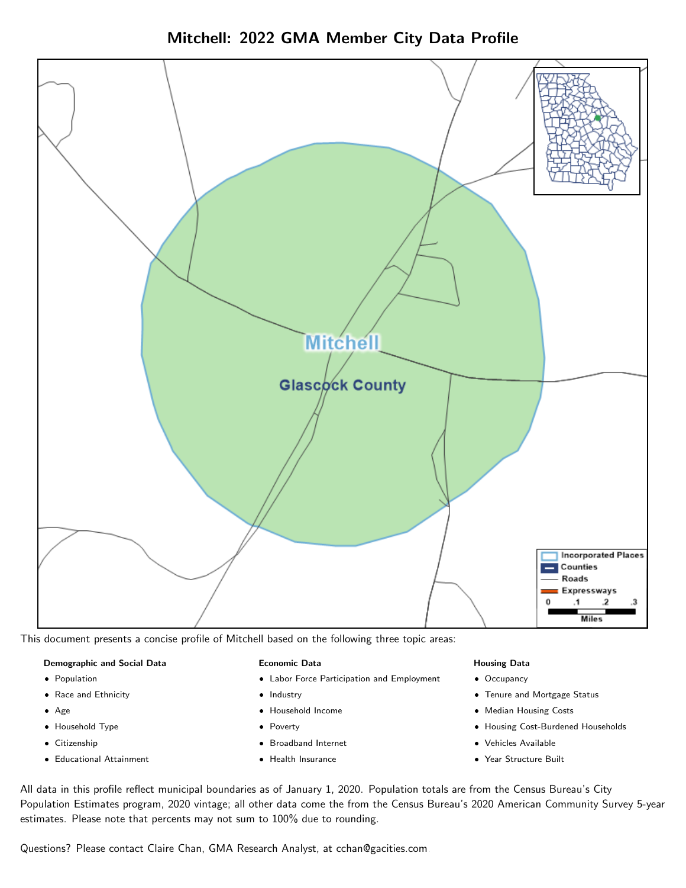# Mitchell: 2022 GMA Member City Data Profile

This document presents a concise profile of Mitchell based on the following three topic areas:

**Demographic and Social Data**

- Population
- Race and Ethnicity
- Age
- Household Type
- Citizenship
- Educational Attainment

**Economic Data**

- Labor Force Participation and Employment
- Industry
- Household Income
- Poverty
- Broadband Internet
- Health Insurance

**Housing Data**

- Occupancy
- Tenure and Mortgage Status
- Median Housing Costs
- Housing Cost-Burdened Households
- Vehicles Available
- Year Structure Built

All data in this profile reflect municipal boundaries as of January 1, 2020. Population totals are from the Census Bureau's City Population Estimates program, 2020 vintage; all other data come the from the Census Bureau's 2020 American Community Survey 5-year estimates. Please note that percents may not sum to 100% due to rounding.

Questions? Please contact Claire Chan, GMA Research Analyst, at cchan@gacities.com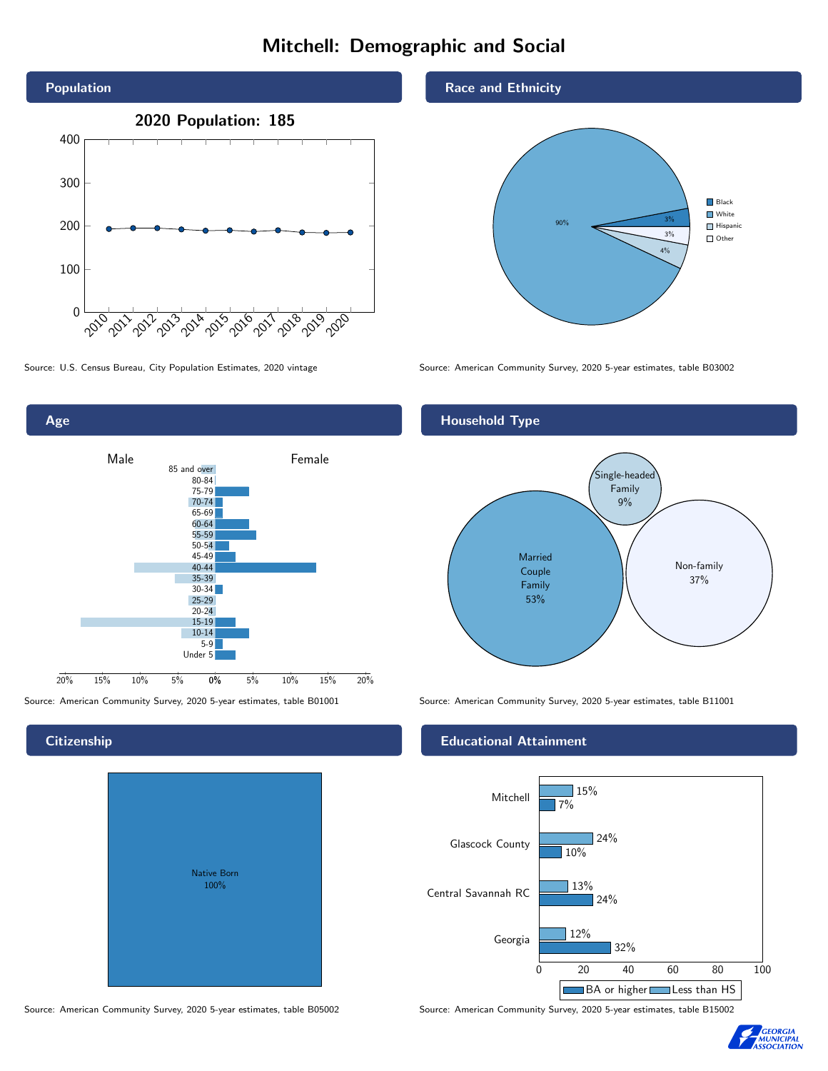# Mitchell: Demographic and Social

## Population

**2020 Population: 185**

Source: U.S. Census Bureau, City Population Estimates, 2020 vintage

## Race and Ethnicity

- Black: 3%
- White: 90%
- Hispanic: 4%
- Other: 3%

Source: American Community Survey, 2020 5-year estimates, table B03002

## Age

Source: American Community Survey, 2020 5-year estimates, table B01001

## Household Type

- Married Couple Family: 53%
- Single-headed Family: 9%
- Non-family: 37%

Source: American Community Survey, 2020 5-year estimates, table B11001

## Citizenship

Native Born 100%

Source: American Community Survey, 2020 5-year estimates, table B05002

## Educational Attainment

| | Less than HS | BA or higher |
|---|---|---|
| Mitchell | 15% | 7% |
| Glascock County | 24% | 10% |
| Central Savannah RC | 13% | 24% |
| Georgia | 12% | 32% |

Source: American Community Survey, 2020 5-year estimates, table B15002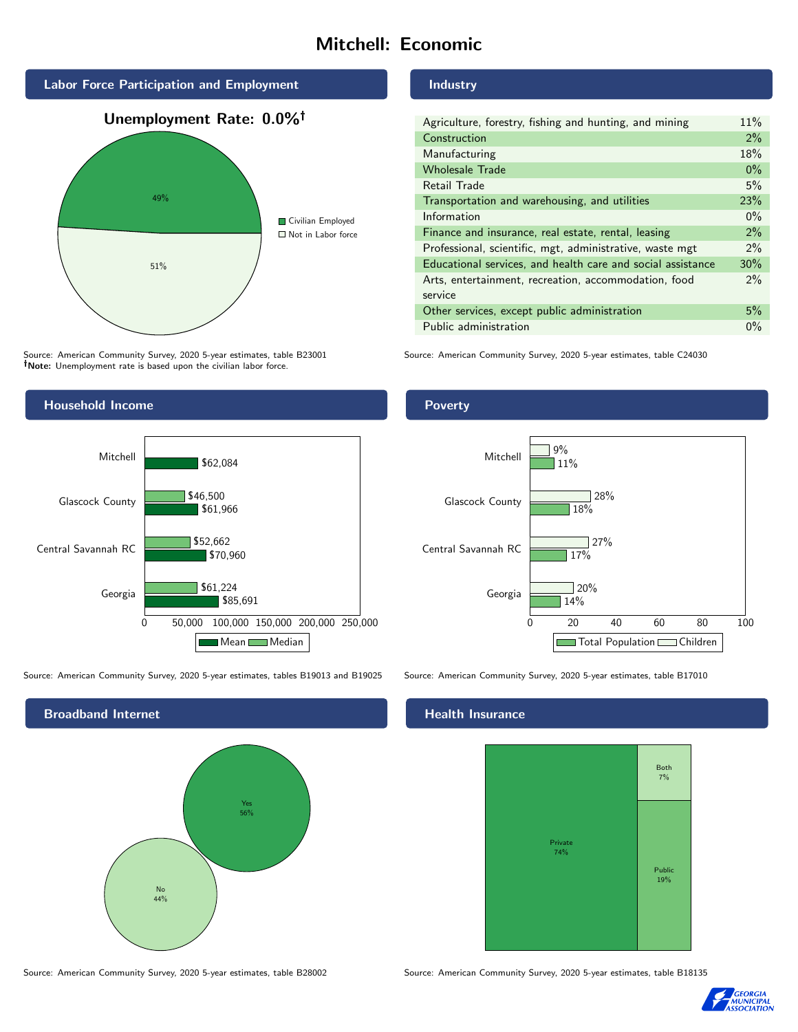# Mitchell: Economic

## Labor Force Participation and Employment

**Unemployment Rate: 0.0%†**

| Category | Percent |
|---|---|
| Civilian Employed | 49% |
| Not in Labor force | 51% |

Source: American Community Survey, 2020 5-year estimates, table B23001
**†Note:** Unemployment rate is based upon the civilian labor force.

## Industry

| Industry | Percent |
|---|---|
| Agriculture, forestry, fishing and hunting, and mining | 11% |
| Construction | 2% |
| Manufacturing | 18% |
| Wholesale Trade | 0% |
| Retail Trade | 5% |
| Transportation and warehousing, and utilities | 23% |
| Information | 0% |
| Finance and insurance, real estate, rental, leasing | 2% |
| Professional, scientific, mgt, administrative, waste mgt | 2% |
| Educational services, and health care and social assistance | 30% |
| Arts, entertainment, recreation, accommodation, food service | 2% |
| Other services, except public administration | 5% |
| Public administration | 0% |

Source: American Community Survey, 2020 5-year estimates, table C24030

## Household Income

| Place | Mean | Median |
|---|---|---|
| Mitchell | $62,084 | |
| Glascock County | $61,966 | $46,500 |
| Central Savannah RC | $70,960 | $52,662 |
| Georgia | $85,691 | $61,224 |

Source: American Community Survey, 2020 5-year estimates, tables B19013 and B19025

## Poverty

| Place | Total Population | Children |
|---|---|---|
| Mitchell | 11% | 9% |
| Glascock County | 18% | 28% |
| Central Savannah RC | 17% | 27% |
| Georgia | 14% | 20% |

Source: American Community Survey, 2020 5-year estimates, table B17010

## Broadband Internet

| Response | Percent |
|---|---|
| Yes | 56% |
| No | 44% |

Source: American Community Survey, 2020 5-year estimates, table B28002

## Health Insurance

| Type | Percent |
|---|---|
| Private | 74% |
| Public | 19% |
| Both | 7% |

Source: American Community Survey, 2020 5-year estimates, table B18135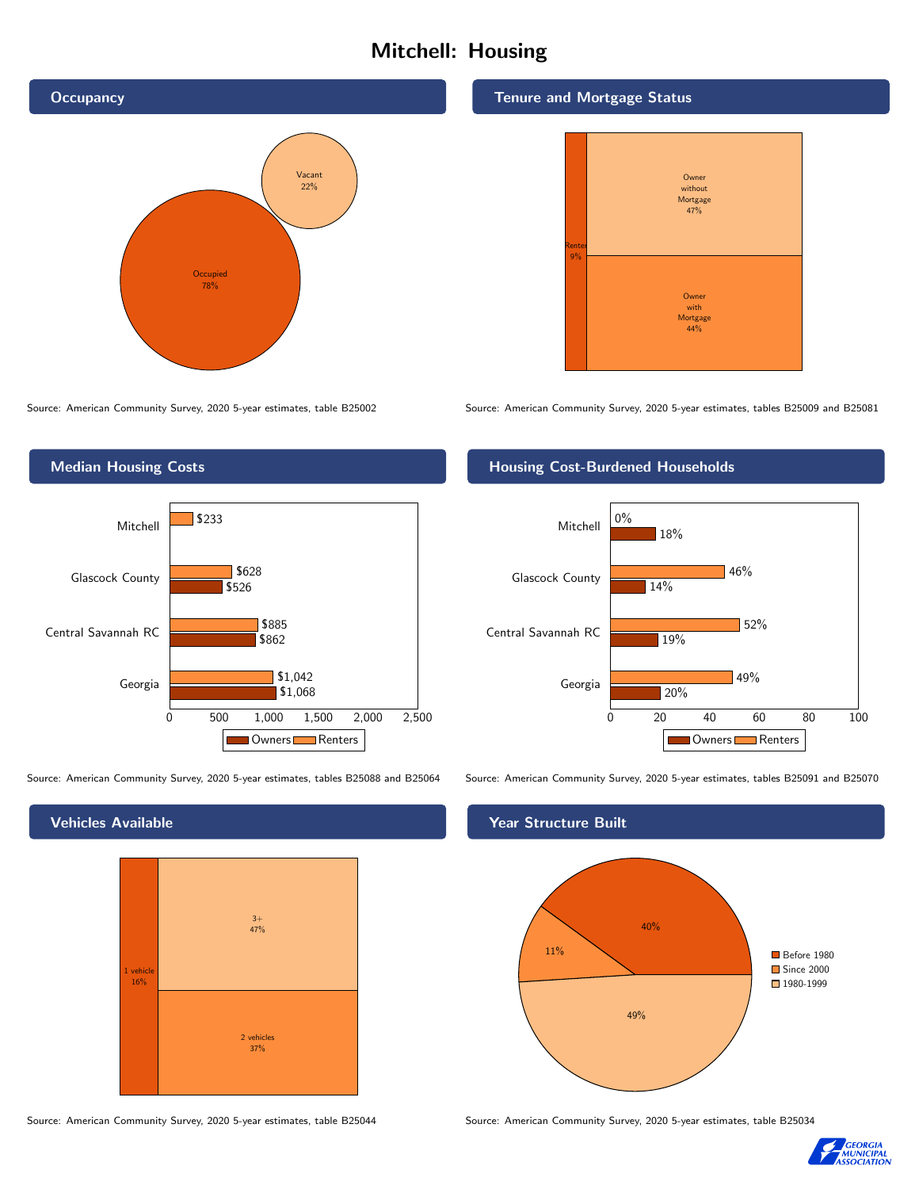# Mitchell: Housing

## Occupancy

Vacant
22%

Occupied
78%

Source: American Community Survey, 2020 5-year estimates, table B25002

## Tenure and Mortgage Status

Renter
9%

Owner
without
Mortgage
47%

Owner
with
Mortgage
44%

Source: American Community Survey, 2020 5-year estimates, tables B25009 and B25081

## Median Housing Costs

Mitchell
$233

Glascock County
$628
$526

Central Savannah RC
$885
$862

Georgia
$1,042
$1,068

0 500 1,000 1,500 2,000 2,500

Owners Renters

Source: American Community Survey, 2020 5-year estimates, tables B25088 and B25064

## Housing Cost-Burdened Households

Mitchell
0%
18%

Glascock County
46%
14%

Central Savannah RC
52%
19%

Georgia
49%
20%

0 20 40 60 80 100

Owners Renters

Source: American Community Survey, 2020 5-year estimates, tables B25091 and B25070

## Vehicles Available

1 vehicle
16%

3+
47%

2 vehicles
37%

Source: American Community Survey, 2020 5-year estimates, table B25044

## Year Structure Built

40%
11%
49%

Before 1980
Since 2000
1980-1999

Source: American Community Survey, 2020 5-year estimates, table B25034